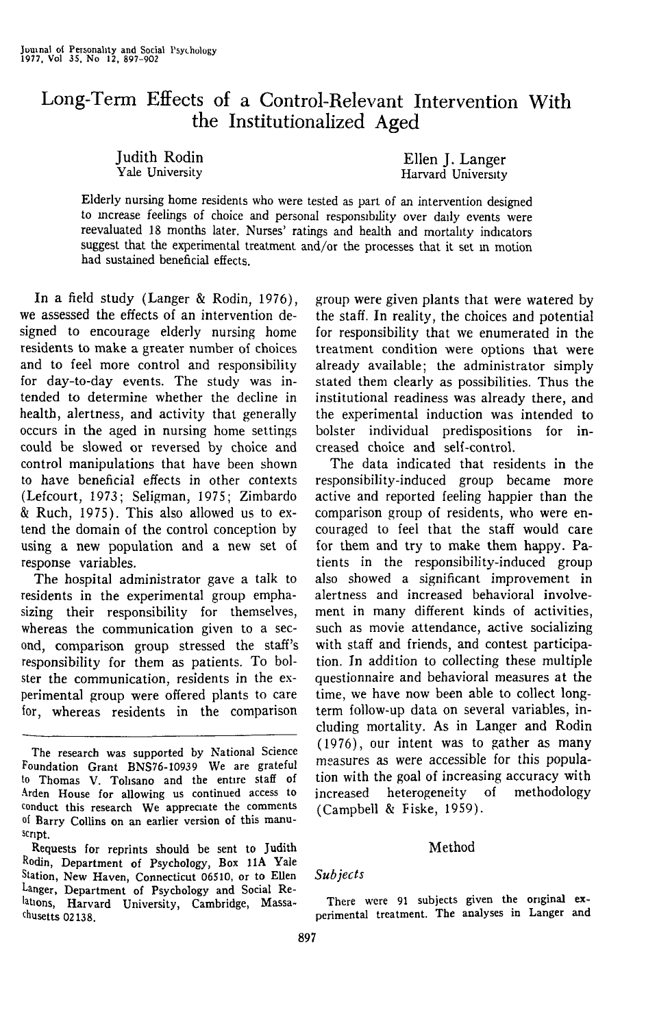# Long-Term Effects of a Control-Relevant Intervention With the Institutionalized Aged

Judith Rodin
Yale University

Ellen J. Langer
Harvard University

Elderly nursing home residents who were tested as part of an intervention designed to increase feelings of choice and personal responsibility over daily events were reevaluated 18 months later. Nurses' ratings and health and mortality indicators suggest that the experimental treatment and/or the processes that it set in motion had sustained beneficial effects.

In a field study (Langer & Rodin, 1976), we assessed the effects of an intervention designed to encourage elderly nursing home residents to make a greater number of choices and to feel more control and responsibility for day-to-day events. The study was intended to determine whether the decline in health, alertness, and activity that generally occurs in the aged in nursing home settings could be slowed or reversed by choice and control manipulations that have been shown to have beneficial effects in other contexts (Lefcourt, 1973; Seligman, 1975; Zimbardo & Ruch, 1975). This also allowed us to extend the domain of the control conception by using a new population and a new set of response variables.

The hospital administrator gave a talk to residents in the experimental group emphasizing their responsibility for themselves, whereas the communication given to a second, comparison group stressed the staff's responsibility for them as patients. To bolster the communication, residents in the experimental group were offered plants to care for, whereas residents in the comparison group were given plants that were watered by the staff. In reality, the choices and potential for responsibility that we enumerated in the treatment condition were options that were already available; the administrator simply stated them clearly as possibilities. Thus the institutional readiness was already there, and the experimental induction was intended to bolster individual predispositions for increased choice and self-control.

The data indicated that residents in the responsibility-induced group became more active and reported feeling happier than the comparison group of residents, who were encouraged to feel that the staff would care for them and try to make them happy. Patients in the responsibility-induced group also showed a significant improvement in alertness and increased behavioral involvement in many different kinds of activities, such as movie attendance, active socializing with staff and friends, and contest participation. In addition to collecting these multiple questionnaire and behavioral measures at the time, we have now been able to collect long-term follow-up data on several variables, including mortality. As in Langer and Rodin (1976), our intent was to gather as many measures as were accessible for this population with the goal of increasing accuracy with increased heterogeneity of methodology (Campbell & Fiske, 1959).

## Method

### *Subjects*

There were 91 subjects given the original experimental treatment. The analyses in Langer and

---

The research was supported by National Science Foundation Grant BNS76-10939 We are grateful to Thomas V. Tolisano and the entire staff of Arden House for allowing us continued access to conduct this research We appreciate the comments of Barry Collins on an earlier version of this manuscript.

Requests for reprints should be sent to Judith Rodin, Department of Psychology, Box 11A Yale Station, New Haven, Connecticut 06510, or to Ellen Langer, Department of Psychology and Social Relations, Harvard University, Cambridge, Massachusetts 02138.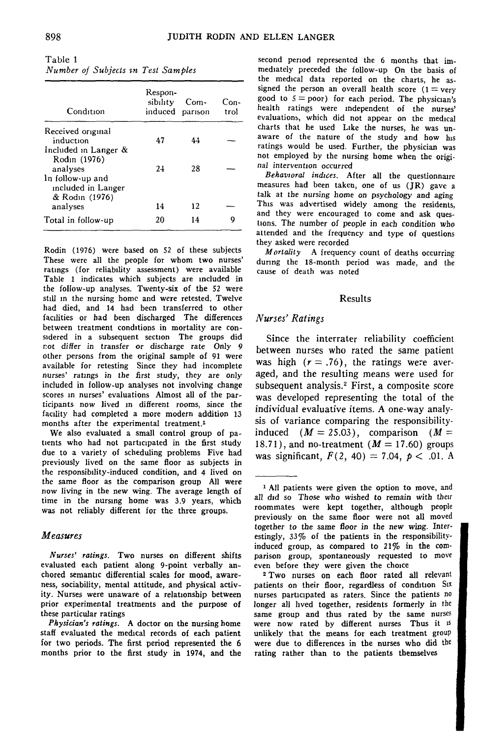Table 1
*Number of Subjects in Test Samples*

| Condition | Responsibility induced | Comparison | Control |
|---|---|---|---|
| Received original induction | 47 | 44 | — |
| Included in Langer & Rodin (1976) analyses | 24 | 28 | — |
| In follow-up and included in Langer & Rodin (1976) analyses | 14 | 12 | — |
| Total in follow-up | 20 | 14 | 9 |

Rodin (1976) were based on 52 of these subjects These were all the people for whom two nurses' ratings (for reliability assessment) were available Table 1 indicates which subjects are included in the follow-up analyses. Twenty-six of the 52 were still in the nursing home and were retested. Twelve had died, and 14 had been transferred to other facilities or had been discharged The differences between treatment conditions in mortality are considered in a subsequent section The groups did not differ in transfer or discharge rate Only 9 other persons from the original sample of 91 were available for retesting Since they had incomplete nurses' ratings in the first study, they are only included in follow-up analyses not involving change scores in nurses' evaluations Almost all of the participants now lived in different rooms, since the facility had completed a more modern addition 13 months after the experimental treatment.[1]

We also evaluated a small control group of patients who had not participated in the first study due to a variety of scheduling problems Five had previously lived on the same floor as subjects in the responsibility-induced condition, and 4 lived on the same floor as the comparison group All were now living in the new wing. The average length of time in the nursing home was 3.9 years, which was not reliably different for the three groups.

### Measures

*Nurses' ratings.* Two nurses on different shifts evaluated each patient along 9-point verbally anchored semantic differential scales for mood, awareness, sociability, mental attitude, and physical activity. Nurses were unaware of a relationship between prior experimental treatments and the purpose of these particular ratings

*Physician's ratings.* A doctor on the nursing home staff evaluated the medical records of each patient for two periods. The first period represented the 6 months prior to the first study in 1974, and the second period represented the 6 months that immediately preceded the follow-up On the basis of the medical data reported on the charts, he assigned the person an overall health score (1 = very good to 5 = poor) for each period. The physician's health ratings were independent of the nurses' evaluations, which did not appear on the medical charts that he used Like the nurses, he was unaware of the nature of the study and how his ratings would be used. Further, the physician was not employed by the nursing home when the original intervention occurred

*Behavioral indices.* After all the questionnaire measures had been taken, one of us (JR) gave a talk at the nursing home on psychology and aging This was advertised widely among the residents, and they were encouraged to come and ask questions. The number of people in each condition who attended and the frequency and type of questions they asked were recorded

*Mortality* A frequency count of deaths occurring during the 18-month period was made, and the cause of death was noted

## Results

### Nurses' Ratings

Since the interrater reliability coefficient between nurses who rated the same patient was high ($r = .76$), the ratings were averaged, and the resulting means were used for subsequent analysis.[2] First, a composite score was developed representing the total of the individual evaluative items. A one-way analysis of variance comparing the responsibility-induced ($M = 25.03$), comparison ($M = 18.71$), and no-treatment ($M = 17.60$) groups was significant, $F(2, 40) = 7.04$, $p < .01$. A

[1] All patients were given the option to move, and all did so Those who wished to remain with their roommates were kept together, although people previously on the same floor were not all moved together to the same floor in the new wing. Interestingly, 33% of the patients in the responsibility-induced group, as compared to 21% in the comparison group, spontaneously requested to move even before they were given the choice

[2] Two nurses on each floor rated all relevant patients on their floor, regardless of condition Six nurses participated as raters. Since the patients no longer all lived together, residents formerly in the same group and thus rated by the same nurses were now rated by different nurses Thus it is unlikely that the means for each treatment group were due to differences in the nurses who did the rating rather than to the patients themselves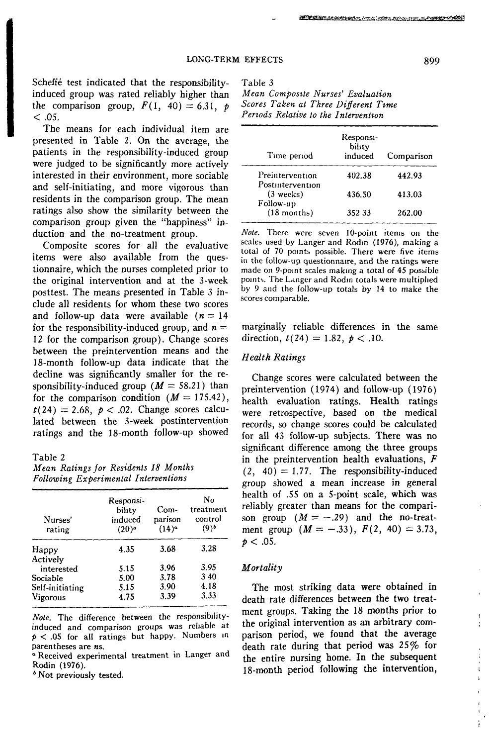Scheffé test indicated that the responsibility-induced group was rated reliably higher than the comparison group, $F(1, 40) = 6.31$, $p < .05$.

The means for each individual item are presented in Table 2. On the average, the patients in the responsibility-induced group were judged to be significantly more actively interested in their environment, more sociable and self-initiating, and more vigorous than residents in the comparison group. The mean ratings also show the similarity between the comparison group given the "happiness" induction and the no-treatment group.

Composite scores for all the evaluative items were also available from the questionnaire, which the nurses completed prior to the original intervention and at the 3-week posttest. The means presented in Table 3 include all residents for whom these two scores and follow-up data were available ($n = 14$ for the responsibility-induced group, and $n = 12$ for the comparison group). Change scores between the preintervention means and the 18-month follow-up data indicate that the decline was significantly smaller for the responsibility-induced group ($M = 58.21$) than for the comparison condition ($M = 175.42$), $t(24) = 2.68$, $p < .02$. Change scores calculated between the 3-week postintervention ratings and the 18-month follow-up showed marginally reliable differences in the same direction, $t(24) = 1.82$, $p < .10$.

Table 2
*Mean Ratings for Residents 18 Months Following Experimental Interventions*

| Nurses' rating | Responsibility induced (20)[a] | Comparison (14)[a] | No treatment control (9)[b] |
|---|---|---|---|
| Happy | 4.35 | 3.68 | 3.28 |
| Actively interested | 5.15 | 3.96 | 3.95 |
| Sociable | 5.00 | 3.78 | 3.40 |
| Self-initiating | 5.15 | 3.90 | 4.18 |
| Vigorous | 4.75 | 3.39 | 3.33 |

*Note.* The difference between the responsibility-induced and comparison groups was reliable at $p < .05$ for all ratings but happy. Numbers in parentheses are *n*s.
[a] Received experimental treatment in Langer and Rodin (1976).
[b] Not previously tested.

Table 3
*Mean Composite Nurses' Evaluation Scores Taken at Three Different Time Periods Relative to the Intervention*

| Time period | Responsibility induced | Comparison |
|---|---|---|
| Preintervention | 402.38 | 442.93 |
| Postintervention (3 weeks) | 436.50 | 413.03 |
| Follow-up (18 months) | 352.33 | 262.00 |

*Note.* There were seven 10-point items on the scales used by Langer and Rodin (1976), making a total of 70 points possible. There were five items in the follow-up questionnaire, and the ratings were made on 9-point scales making a total of 45 possible points. The Langer and Rodin totals were multiplied by 9 and the follow-up totals by 14 to make the scores comparable.

### Health Ratings

Change scores were calculated between the preintervention (1974) and follow-up (1976) health evaluation ratings. Health ratings were retrospective, based on the medical records, so change scores could be calculated for all 43 follow-up subjects. There was no significant difference among the three groups in the preintervention health evaluations, $F(2, 40) = 1.77$. The responsibility-induced group showed a mean increase in general health of .55 on a 5-point scale, which was reliably greater than means for the comparison group ($M = -.29$) and the no-treatment group ($M = -.33$), $F(2, 40) = 3.73$, $p < .05$.

### Mortality

The most striking data were obtained in death rate differences between the two treatment groups. Taking the 18 months prior to the original intervention as an arbitrary comparison period, we found that the average death rate during that period was 25% for the entire nursing home. In the subsequent 18-month period following the intervention,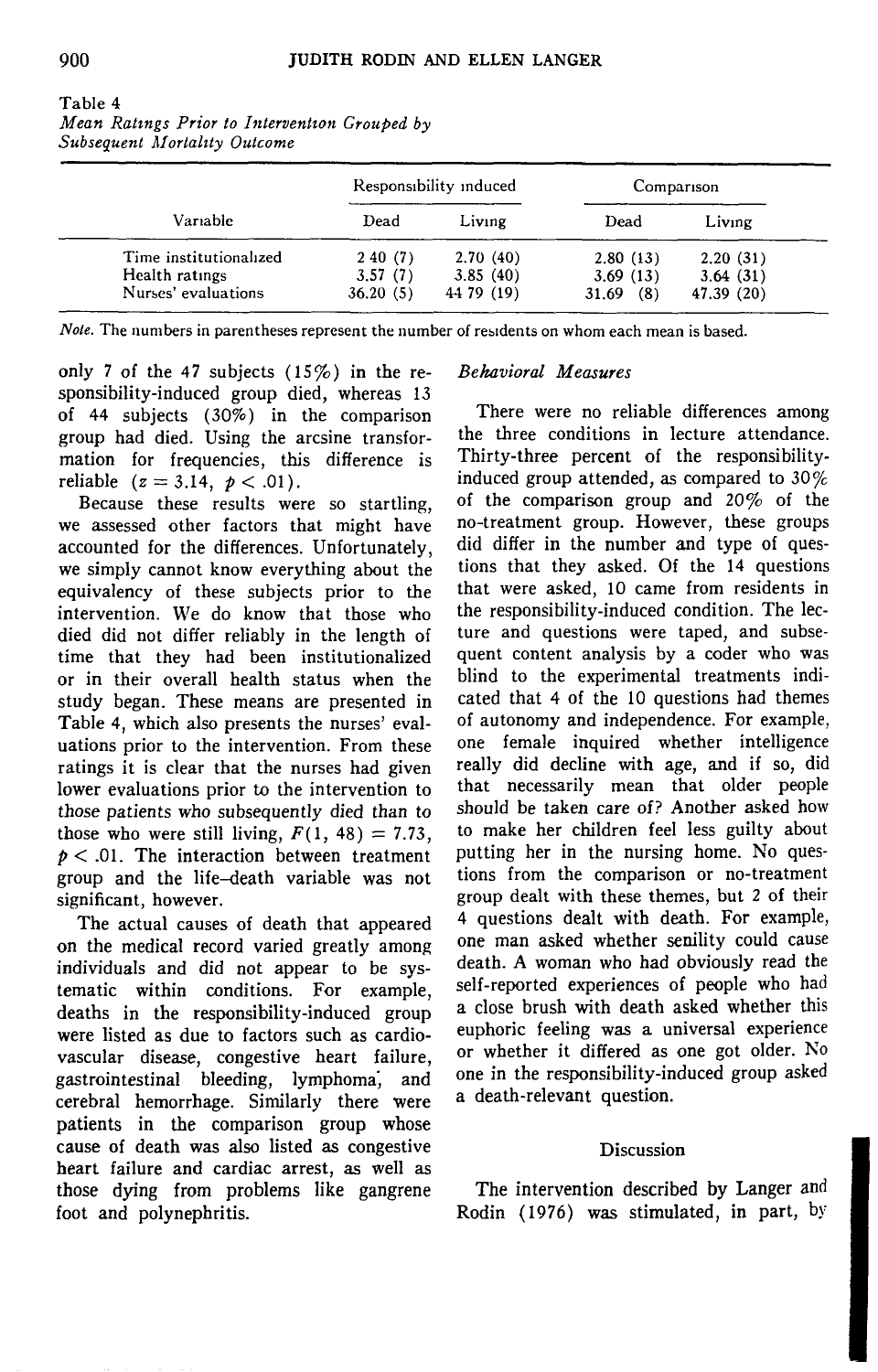Table 4
*Mean Ratings Prior to Intervention Grouped by Subsequent Mortality Outcome*

| Variable | Responsibility induced | | Comparison | |
|---|---|---|---|---|
| | Dead | Living | Dead | Living |
| Time institutionalized | 2.40 (7) | 2.70 (40) | 2.80 (13) | 2.20 (31) |
| Health ratings | 3.57 (7) | 3.85 (40) | 3.69 (13) | 3.64 (31) |
| Nurses' evaluations | 36.20 (5) | 44.79 (19) | 31.69 (8) | 47.39 (20) |

*Note.* The numbers in parentheses represent the number of residents on whom each mean is based.

only 7 of the 47 subjects (15%) in the responsibility-induced group died, whereas 13 of 44 subjects (30%) in the comparison group had died. Using the arcsine transformation for frequencies, this difference is reliable ($z = 3.14$, $p < .01$).

Because these results were so startling, we assessed other factors that might have accounted for the differences. Unfortunately, we simply cannot know everything about the equivalency of these subjects prior to the intervention. We do know that those who died did not differ reliably in the length of time that they had been institutionalized or in their overall health status when the study began. These means are presented in Table 4, which also presents the nurses' evaluations prior to the intervention. From these ratings it is clear that the nurses had given lower evaluations prior to the intervention to those patients who subsequently died than to those who were still living, $F(1, 48) = 7.73$, $p < .01$. The interaction between treatment group and the life–death variable was not significant, however.

The actual causes of death that appeared on the medical record varied greatly among individuals and did not appear to be systematic within conditions. For example, deaths in the responsibility-induced group were listed as due to factors such as cardiovascular disease, congestive heart failure, gastrointestinal bleeding, lymphoma, and cerebral hemorrhage. Similarly there were patients in the comparison group whose cause of death was also listed as congestive heart failure and cardiac arrest, as well as those dying from problems like gangrene foot and polynephritis.

### *Behavioral Measures*

There were no reliable differences among the three conditions in lecture attendance. Thirty-three percent of the responsibility-induced group attended, as compared to 30% of the comparison group and 20% of the no-treatment group. However, these groups did differ in the number and type of questions that they asked. Of the 14 questions that were asked, 10 came from residents in the responsibility-induced condition. The lecture and questions were taped, and subsequent content analysis by a coder who was blind to the experimental treatments indicated that 4 of the 10 questions had themes of autonomy and independence. For example, one female inquired whether intelligence really did decline with age, and if so, did that necessarily mean that older people should be taken care of? Another asked how to make her children feel less guilty about putting her in the nursing home. No questions from the comparison or no-treatment group dealt with these themes, but 2 of their 4 questions dealt with death. For example, one man asked whether senility could cause death. A woman who had obviously read the self-reported experiences of people who had a close brush with death asked whether this euphoric feeling was a universal experience or whether it differed as one got older. No one in the responsibility-induced group asked a death-relevant question.

## Discussion

The intervention described by Langer and Rodin (1976) was stimulated, in part, by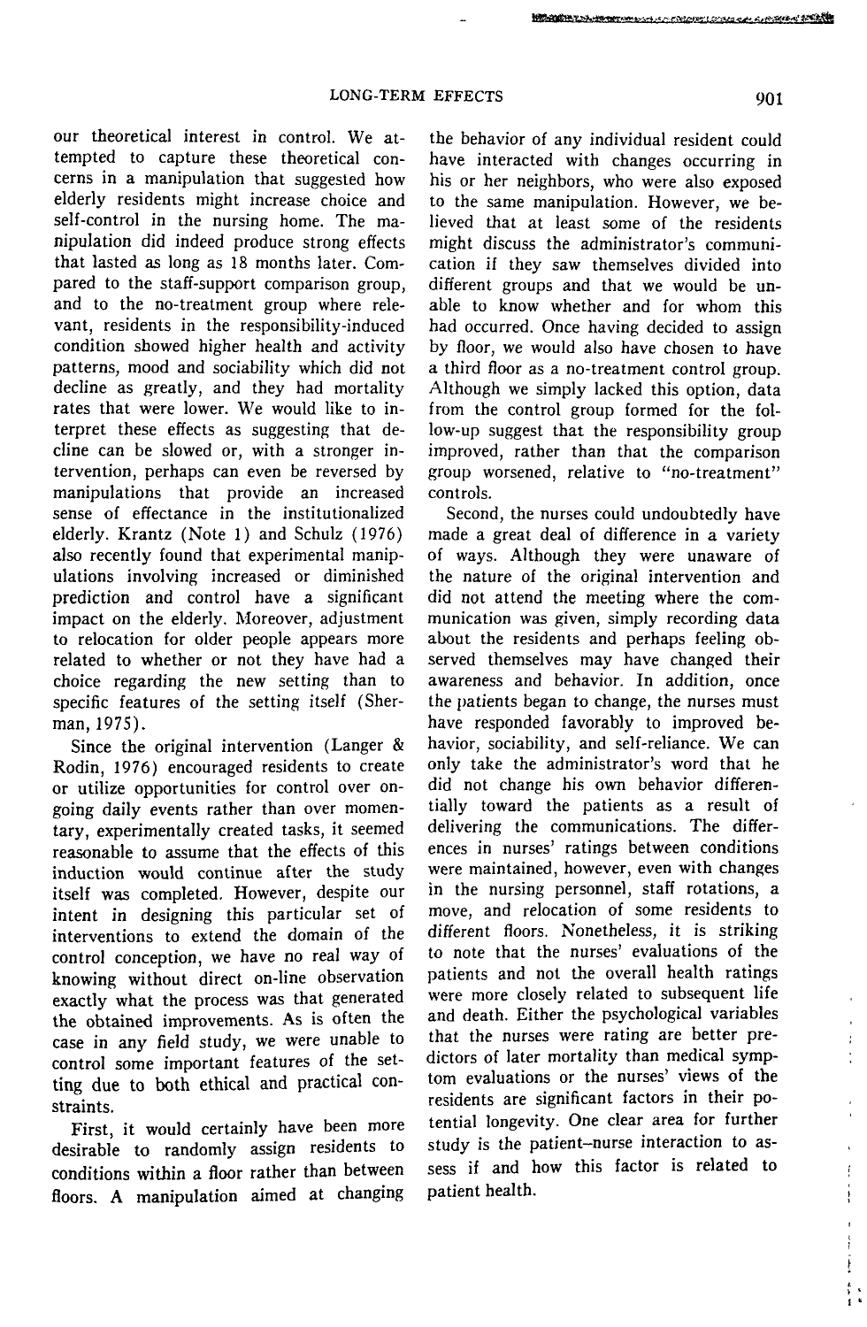our theoretical interest in control. We attempted to capture these theoretical concerns in a manipulation that suggested how elderly residents might increase choice and self-control in the nursing home. The manipulation did indeed produce strong effects that lasted as long as 18 months later. Compared to the staff-support comparison group, and to the no-treatment group where relevant, residents in the responsibility-induced condition showed higher health and activity patterns, mood and sociability which did not decline as greatly, and they had mortality rates that were lower. We would like to interpret these effects as suggesting that decline can be slowed or, with a stronger intervention, perhaps can even be reversed by manipulations that provide an increased sense of effectance in the institutionalized elderly. Krantz (Note 1) and Schulz (1976) also recently found that experimental manipulations involving increased or diminished prediction and control have a significant impact on the elderly. Moreover, adjustment to relocation for older people appears more related to whether or not they have had a choice regarding the new setting than to specific features of the setting itself (Sherman, 1975).

Since the original intervention (Langer & Rodin, 1976) encouraged residents to create or utilize opportunities for control over ongoing daily events rather than over momentary, experimentally created tasks, it seemed reasonable to assume that the effects of this induction would continue after the study itself was completed. However, despite our intent in designing this particular set of interventions to extend the domain of the control conception, we have no real way of knowing without direct on-line observation exactly what the process was that generated the obtained improvements. As is often the case in any field study, we were unable to control some important features of the setting due to both ethical and practical constraints.

First, it would certainly have been more desirable to randomly assign residents to conditions within a floor rather than between floors. A manipulation aimed at changing the behavior of any individual resident could have interacted with changes occurring in his or her neighbors, who were also exposed to the same manipulation. However, we believed that at least some of the residents might discuss the administrator's communication if they saw themselves divided into different groups and that we would be unable to know whether and for whom this had occurred. Once having decided to assign by floor, we would also have chosen to have a third floor as a no-treatment control group. Although we simply lacked this option, data from the control group formed for the follow-up suggest that the responsibility group improved, rather than that the comparison group worsened, relative to "no-treatment" controls.

Second, the nurses could undoubtedly have made a great deal of difference in a variety of ways. Although they were unaware of the nature of the original intervention and did not attend the meeting where the communication was given, simply recording data about the residents and perhaps feeling observed themselves may have changed their awareness and behavior. In addition, once the patients began to change, the nurses must have responded favorably to improved behavior, sociability, and self-reliance. We can only take the administrator's word that he did not change his own behavior differentially toward the patients as a result of delivering the communications. The differences in nurses' ratings between conditions were maintained, however, even with changes in the nursing personnel, staff rotations, a move, and relocation of some residents to different floors. Nonetheless, it is striking to note that the nurses' evaluations of the patients and not the overall health ratings were more closely related to subsequent life and death. Either the psychological variables that the nurses were rating are better predictors of later mortality than medical symptom evaluations or the nurses' views of the residents are significant factors in their potential longevity. One clear area for further study is the patient–nurse interaction to assess if and how this factor is related to patient health.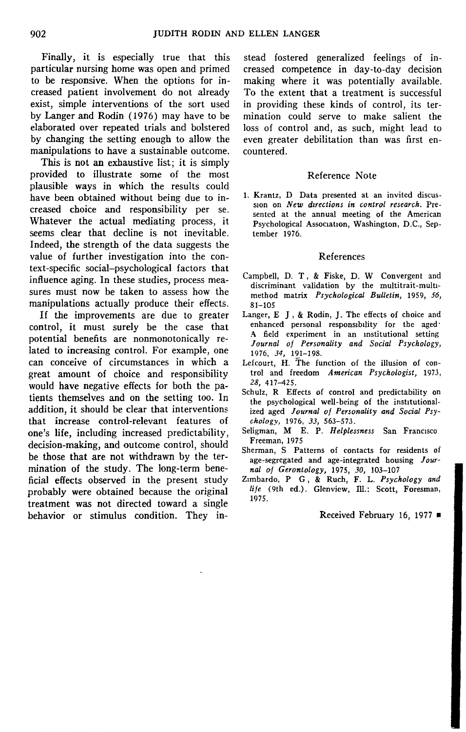Finally, it is especially true that this particular nursing home was open and primed to be responsive. When the options for increased patient involvement do not already exist, simple interventions of the sort used by Langer and Rodin (1976) may have to be elaborated over repeated trials and bolstered by changing the setting enough to allow the manipulations to have a sustainable outcome.

This is not an exhaustive list; it is simply provided to illustrate some of the most plausible ways in which the results could have been obtained without being due to increased choice and responsibility per se. Whatever the actual mediating process, it seems clear that decline is not inevitable. Indeed, the strength of the data suggests the value of further investigation into the context-specific social–psychological factors that influence aging. In these studies, process measures must now be taken to assess how the manipulations actually produce their effects.

If the improvements are due to greater control, it must surely be the case that potential benefits are nonmonotonically related to increasing control. For example, one can conceive of circumstances in which a great amount of choice and responsibility would have negative effects for both the patients themselves and on the setting too. In addition, it should be clear that interventions that increase control-relevant features of one's life, including increased predictability, decision-making, and outcome control, should be those that are not withdrawn by the termination of the study. The long-term beneficial effects observed in the present study probably were obtained because the original treatment was not directed toward a single behavior or stimulus condition. They instead fostered generalized feelings of increased competence in day-to-day decision making where it was potentially available. To the extent that a treatment is successful in providing these kinds of control, its termination could serve to make salient the loss of control and, as such, might lead to even greater debilitation than was first encountered.

## Reference Note

1. Krantz, D Data presented at an invited discussion on *New directions in control research*. Presented at the annual meeting of the American Psychological Association, Washington, D.C., September 1976.

## References

Campbell, D. T, & Fiske, D. W Convergent and discriminant validation by the multitrait-multimethod matrix *Psychological Bulletin*, 1959, *56*, 81–105

Langer, E J, & Rodin, J. The effects of choice and enhanced personal responsibility for the aged: A field experiment in an institutional setting *Journal of Personality and Social Psychology*, 1976, *34*, 191–198.

Lefcourt, H. The function of the illusion of control and freedom *American Psychologist*, 1973, *28*, 417–425.

Schulz, R Effects of control and predictability on the psychological well-being of the institutionalized aged *Journal of Personality and Social Psychology*, 1976, *33*, 563–573.

Seligman, M E. P. *Helplessness* San Francisco Freeman, 1975

Sherman, S Patterns of contacts for residents of age-segregated and age-integrated housing *Journal of Gerontology*, 1975, *30*, 103–107

Zimbardo, P G, & Ruch, F. L. *Psychology and life* (9th ed.). Glenview, Ill.: Scott, Foresman, 1975.

Received February 16, 1977 ■